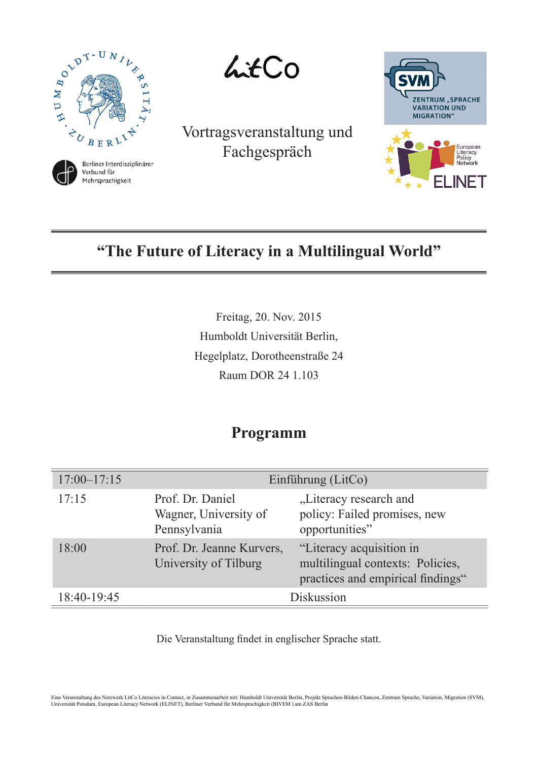LitCo

Vortragsveranstaltung und Fachgespräch

Berliner Interdisziplinärer Verbund für Mehrsprachigkeit

ZENTRUM „SPRACHE VARIATION UND MIGRATION"

European Literacy Policy Network ELINET

# "The Future of Literacy in a Multilingual World"

Freitag, 20. Nov. 2015
Humboldt Universität Berlin,
Hegelplatz, Dorotheenstraße 24
Raum DOR 24 1.103

## Programm

| | | |
|---|---|---|
| 17:00–17:15 | Einführung (LitCo) | |
| 17:15 | Prof. Dr. Daniel Wagner, University of Pennsylvania | „Literacy research and policy: Failed promises, new opportunities" |
| 18:00 | Prof. Dr. Jeanne Kurvers, University of Tilburg | "Literacy acquisition in multilingual contexts: Policies, practices and empirical findings" |
| 18:40-19:45 | Diskussion | |

Die Veranstaltung findet in englischer Sprache statt.

Eine Veranstaltung des Netzwerk LitCo Literacies in Contact, in Zusammenarbeit mit: Humboldt Universität Berlin, Projekt Sprachen-Bilden-Chancen, Zentrum Sprache, Variation, Migration (SVM), Universität Potsdam, European Literacy Network (ELINET), Berliner Verbund für Mehrsprachigkeit (BIVEM ) am ZAS Berlin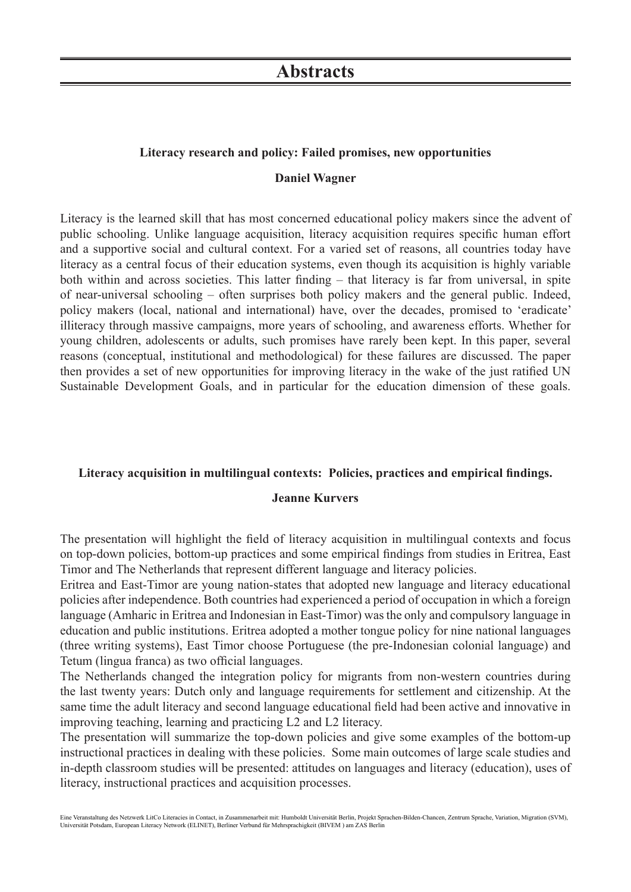# Abstracts

**Literacy research and policy: Failed promises, new opportunities**

**Daniel Wagner**

Literacy is the learned skill that has most concerned educational policy makers since the advent of public schooling. Unlike language acquisition, literacy acquisition requires specific human effort and a supportive social and cultural context. For a varied set of reasons, all countries today have literacy as a central focus of their education systems, even though its acquisition is highly variable both within and across societies. This latter finding – that literacy is far from universal, in spite of near-universal schooling – often surprises both policy makers and the general public. Indeed, policy makers (local, national and international) have, over the decades, promised to 'eradicate' illiteracy through massive campaigns, more years of schooling, and awareness efforts. Whether for young children, adolescents or adults, such promises have rarely been kept. In this paper, several reasons (conceptual, institutional and methodological) for these failures are discussed. The paper then provides a set of new opportunities for improving literacy in the wake of the just ratified UN Sustainable Development Goals, and in particular for the education dimension of these goals.

**Literacy acquisition in multilingual contexts: Policies, practices and empirical findings.**

**Jeanne Kurvers**

The presentation will highlight the field of literacy acquisition in multilingual contexts and focus on top-down policies, bottom-up practices and some empirical findings from studies in Eritrea, East Timor and The Netherlands that represent different language and literacy policies.

Eritrea and East-Timor are young nation-states that adopted new language and literacy educational policies after independence. Both countries had experienced a period of occupation in which a foreign language (Amharic in Eritrea and Indonesian in East-Timor) was the only and compulsory language in education and public institutions. Eritrea adopted a mother tongue policy for nine national languages (three writing systems), East Timor choose Portuguese (the pre-Indonesian colonial language) and Tetum (lingua franca) as two official languages.

The Netherlands changed the integration policy for migrants from non-western countries during the last twenty years: Dutch only and language requirements for settlement and citizenship. At the same time the adult literacy and second language educational field had been active and innovative in improving teaching, learning and practicing L2 and L2 literacy.

The presentation will summarize the top-down policies and give some examples of the bottom-up instructional practices in dealing with these policies. Some main outcomes of large scale studies and in-depth classroom studies will be presented: attitudes on languages and literacy (education), uses of literacy, instructional practices and acquisition processes.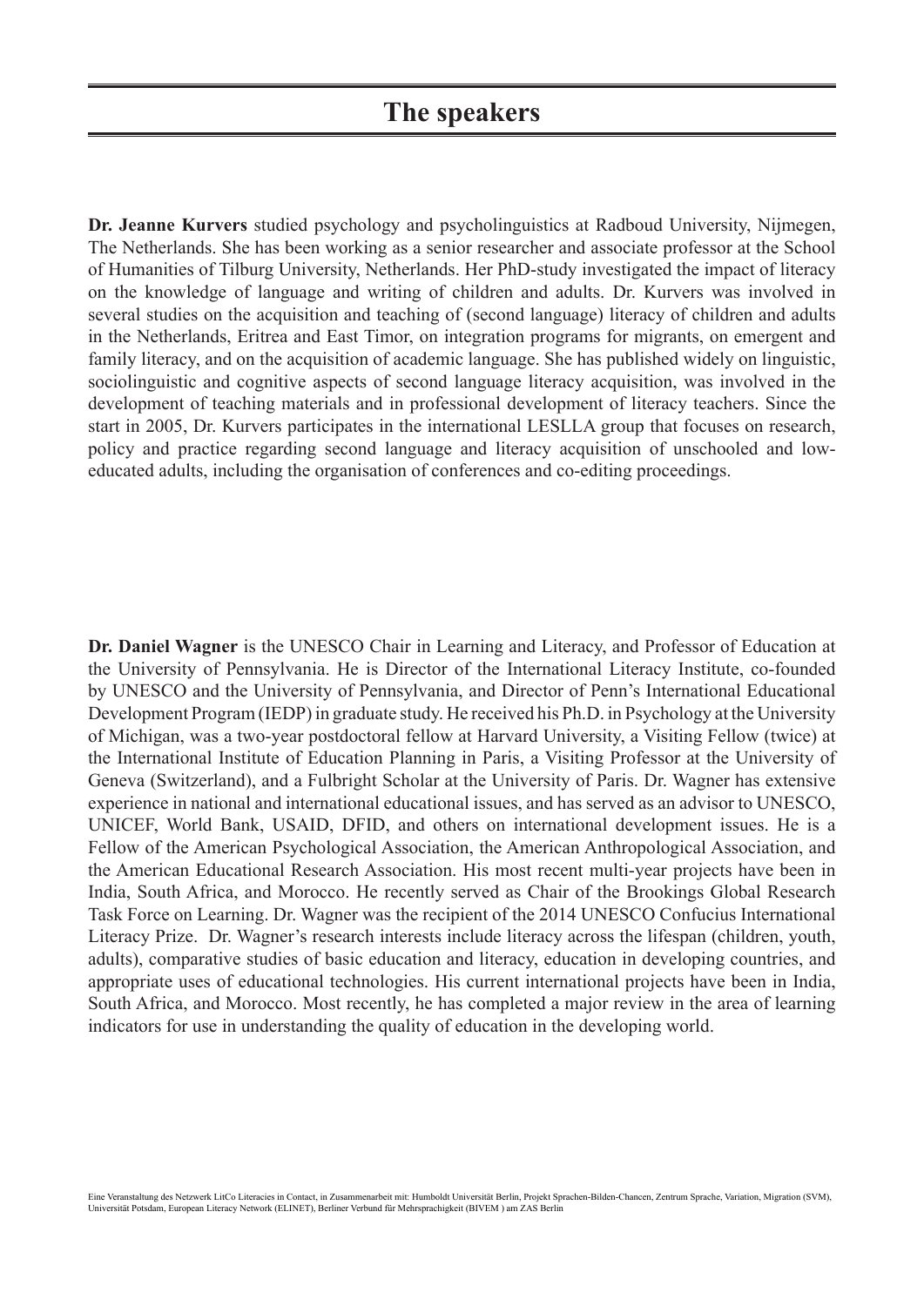# The speakers

**Dr. Jeanne Kurvers** studied psychology and psycholinguistics at Radboud University, Nijmegen, The Netherlands. She has been working as a senior researcher and associate professor at the School of Humanities of Tilburg University, Netherlands. Her PhD-study investigated the impact of literacy on the knowledge of language and writing of children and adults. Dr. Kurvers was involved in several studies on the acquisition and teaching of (second language) literacy of children and adults in the Netherlands, Eritrea and East Timor, on integration programs for migrants, on emergent and family literacy, and on the acquisition of academic language. She has published widely on linguistic, sociolinguistic and cognitive aspects of second language literacy acquisition, was involved in the development of teaching materials and in professional development of literacy teachers. Since the start in 2005, Dr. Kurvers participates in the international LESLLA group that focuses on research, policy and practice regarding second language and literacy acquisition of unschooled and low-educated adults, including the organisation of conferences and co-editing proceedings.

**Dr. Daniel Wagner** is the UNESCO Chair in Learning and Literacy, and Professor of Education at the University of Pennsylvania. He is Director of the International Literacy Institute, co-founded by UNESCO and the University of Pennsylvania, and Director of Penn's International Educational Development Program (IEDP) in graduate study. He received his Ph.D. in Psychology at the University of Michigan, was a two-year postdoctoral fellow at Harvard University, a Visiting Fellow (twice) at the International Institute of Education Planning in Paris, a Visiting Professor at the University of Geneva (Switzerland), and a Fulbright Scholar at the University of Paris. Dr. Wagner has extensive experience in national and international educational issues, and has served as an advisor to UNESCO, UNICEF, World Bank, USAID, DFID, and others on international development issues. He is a Fellow of the American Psychological Association, the American Anthropological Association, and the American Educational Research Association. His most recent multi-year projects have been in India, South Africa, and Morocco. He recently served as Chair of the Brookings Global Research Task Force on Learning. Dr. Wagner was the recipient of the 2014 UNESCO Confucius International Literacy Prize. Dr. Wagner's research interests include literacy across the lifespan (children, youth, adults), comparative studies of basic education and literacy, education in developing countries, and appropriate uses of educational technologies. His current international projects have been in India, South Africa, and Morocco. Most recently, he has completed a major review in the area of learning indicators for use in understanding the quality of education in the developing world.

Eine Veranstaltung des Netzwerk LitCo Literacies in Contact, in Zusammenarbeit mit: Humboldt Universität Berlin, Projekt Sprachen-Bilden-Chancen, Zentrum Sprache, Variation, Migration (SVM), Universität Potsdam, European Literacy Network (ELINET), Berliner Verbund für Mehrsprachigkeit (BIVEM ) am ZAS Berlin